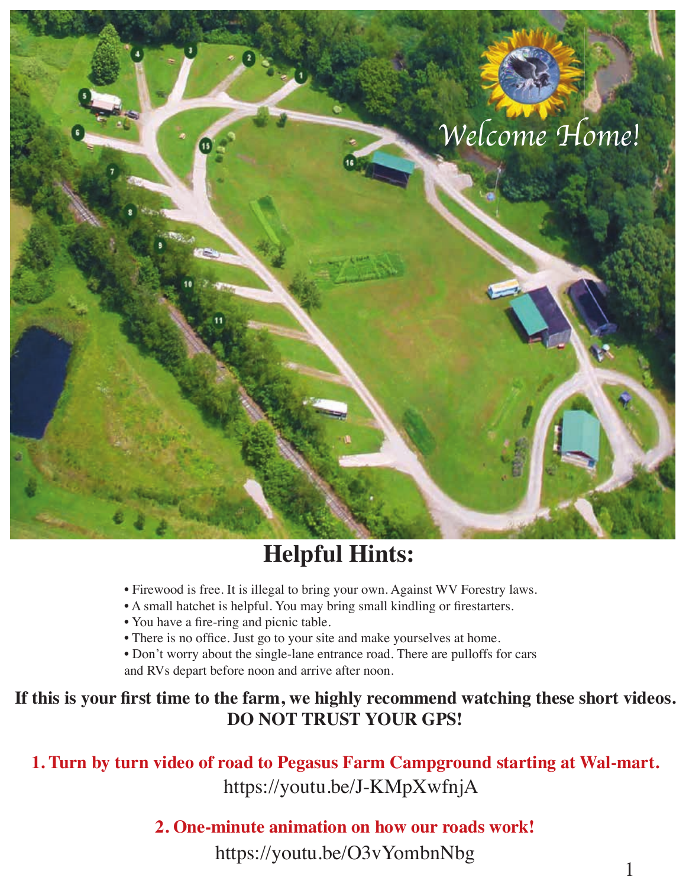Welcome Home!

## Helpful Hints:

- Firewood is free. It is illegal to bring your own. Against WV Forestry laws.
- A small hatchet is helpful. You may bring small kindling or firestarters.
- You have a fire-ring and picnic table.
- There is no office. Just go to your site and make yourselves at home.
- Don't worry about the single-lane entrance road. There are pulloffs for cars and RVs depart before noon and arrive after noon.

**If this is your first time to the farm, we highly recommend watching these short videos. DO NOT TRUST YOUR GPS!**

**1. Turn by turn video of road to Pegasus Farm Campground starting at Wal-mart.**

https://youtu.be/J-KMpXwfnjA

**2. One-minute animation on how our roads work!**

https://youtu.be/O3vYombnNbg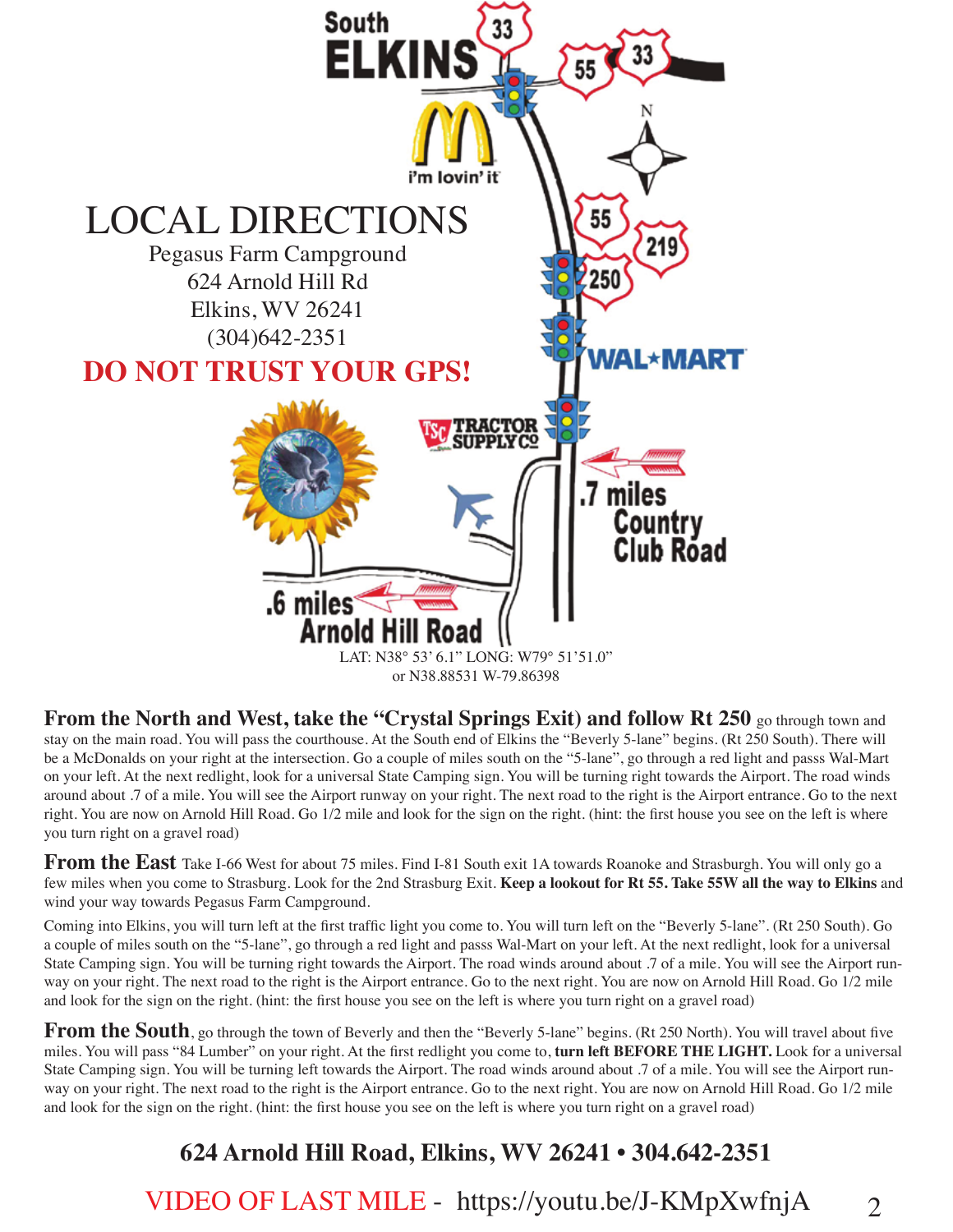# LOCAL DIRECTIONS

Pegasus Farm Campground
624 Arnold Hill Rd
Elkins, WV 26241
(304)642-2351

**DO NOT TRUST YOUR GPS!**

South ELKINS

.7 miles Country Club Road

.6 miles Arnold Hill Road

LAT: N38° 53' 6.1" LONG: W79° 51'51.0"
or N38.88531 W-79.86398

**From the North and West, take the "Crystal Springs Exit) and follow Rt 250** go through town and stay on the main road. You will pass the courthouse. At the South end of Elkins the "Beverly 5-lane" begins. (Rt 250 South). There will be a McDonalds on your right at the intersection. Go a couple of miles south on the "5-lane", go through a red light and passs Wal-Mart on your left. At the next redlight, look for a universal State Camping sign. You will be turning right towards the Airport. The road winds around about .7 of a mile. You will see the Airport runway on your right. The next road to the right is the Airport entrance. Go to the next right. You are now on Arnold Hill Road. Go 1/2 mile and look for the sign on the right. (hint: the first house you see on the left is where you turn right on a gravel road)

**From the East** Take I-66 West for about 75 miles. Find I-81 South exit 1A towards Roanoke and Strasburgh. You will only go a few miles when you come to Strasburg. Look for the 2nd Strasburg Exit. **Keep a lookout for Rt 55. Take 55W all the way to Elkins** and wind your way towards Pegasus Farm Campground.

Coming into Elkins, you will turn left at the first traffic light you come to. You will turn left on the "Beverly 5-lane". (Rt 250 South). Go a couple of miles south on the "5-lane", go through a red light and passs Wal-Mart on your left. At the next redlight, look for a universal State Camping sign. You will be turning right towards the Airport. The road winds around about .7 of a mile. You will see the Airport runway on your right. The next road to the right is the Airport entrance. Go to the next right. You are now on Arnold Hill Road. Go 1/2 mile and look for the sign on the right. (hint: the first house you see on the left is where you turn right on a gravel road)

**From the South**, go through the town of Beverly and then the "Beverly 5-lane" begins. (Rt 250 North). You will travel about five miles. You will pass "84 Lumber" on your right. At the first redlight you come to, **turn left BEFORE THE LIGHT.** Look for a universal State Camping sign. You will be turning left towards the Airport. The road winds around about .7 of a mile. You will see the Airport runway on your right. The next road to the right is the Airport entrance. Go to the next right. You are now on Arnold Hill Road. Go 1/2 mile and look for the sign on the right. (hint: the first house you see on the left is where you turn right on a gravel road)

**624 Arnold Hill Road, Elkins, WV 26241 • 304.642-2351**

VIDEO OF LAST MILE - https://youtu.be/J-KMpXwfnjA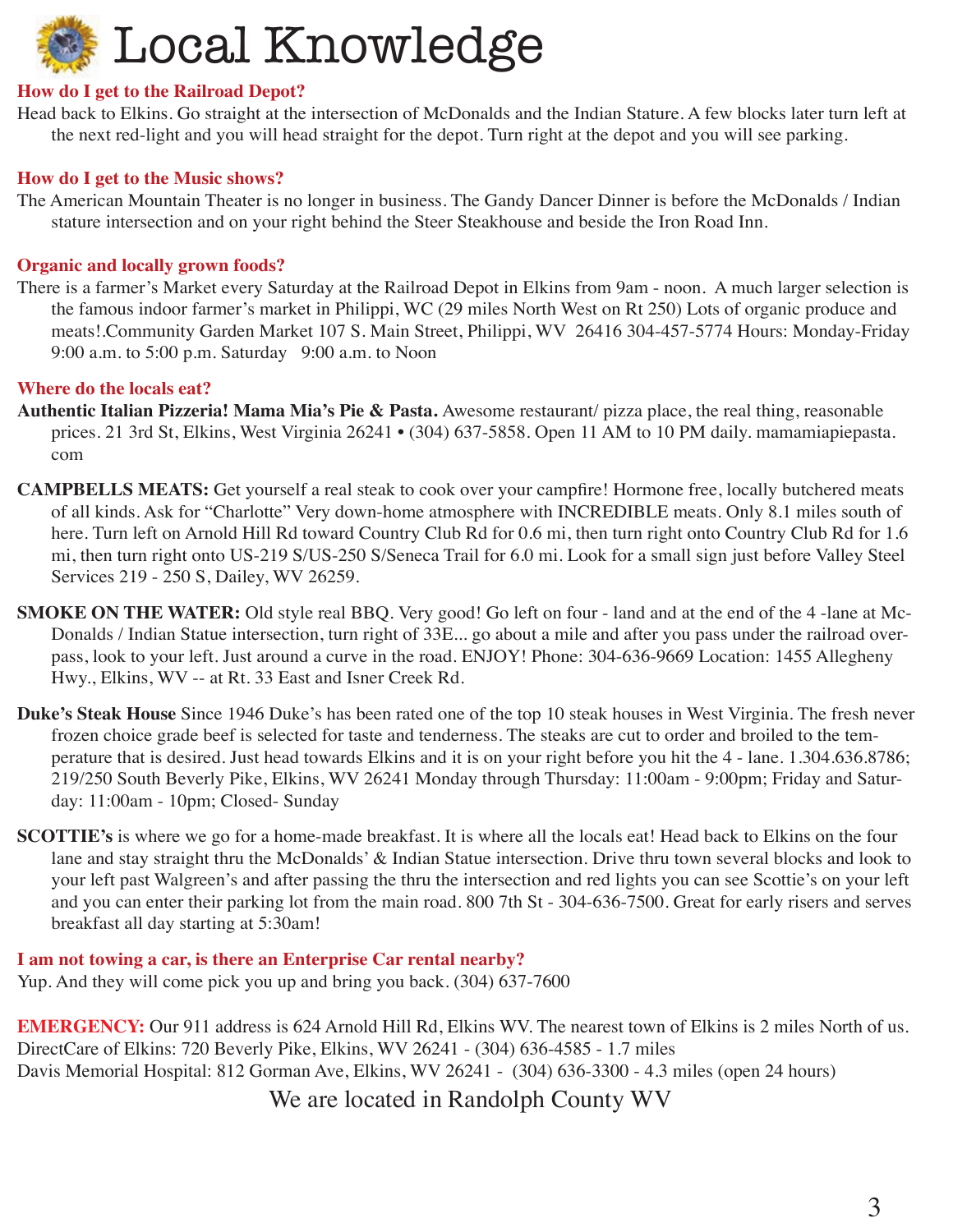# Local Knowledge

**How do I get to the Railroad Depot?**

Head back to Elkins. Go straight at the intersection of McDonalds and the Indian Stature. A few blocks later turn left at the next red-light and you will head straight for the depot. Turn right at the depot and you will see parking.

**How do I get to the Music shows?**

The American Mountain Theater is no longer in business. The Gandy Dancer Dinner is before the McDonalds / Indian stature intersection and on your right behind the Steer Steakhouse and beside the Iron Road Inn.

**Organic and locally grown foods?**

There is a farmer's Market every Saturday at the Railroad Depot in Elkins from 9am - noon. A much larger selection is the famous indoor farmer's market in Philippi, WC (29 miles North West on Rt 250) Lots of organic produce and meats!.Community Garden Market 107 S. Main Street, Philippi, WV 26416 304-457-5774 Hours: Monday-Friday 9:00 a.m. to 5:00 p.m. Saturday 9:00 a.m. to Noon

**Where do the locals eat?**

**Authentic Italian Pizzeria! Mama Mia's Pie & Pasta.** Awesome restaurant/ pizza place, the real thing, reasonable prices. 21 3rd St, Elkins, West Virginia 26241 • (304) 637-5858. Open 11 AM to 10 PM daily. mamamiapiepasta.com

**CAMPBELLS MEATS:** Get yourself a real steak to cook over your campfire! Hormone free, locally butchered meats of all kinds. Ask for "Charlotte" Very down-home atmosphere with INCREDIBLE meats. Only 8.1 miles south of here. Turn left on Arnold Hill Rd toward Country Club Rd for 0.6 mi, then turn right onto Country Club Rd for 1.6 mi, then turn right onto US-219 S/US-250 S/Seneca Trail for 6.0 mi. Look for a small sign just before Valley Steel Services 219 - 250 S, Dailey, WV 26259.

**SMOKE ON THE WATER:** Old style real BBQ. Very good! Go left on four - land and at the end of the 4 -lane at McDonalds / Indian Statue intersection, turn right of 33E... go about a mile and after you pass under the railroad overpass, look to your left. Just around a curve in the road. ENJOY! Phone: 304-636-9669 Location: 1455 Allegheny Hwy., Elkins, WV -- at Rt. 33 East and Isner Creek Rd.

**Duke's Steak House** Since 1946 Duke's has been rated one of the top 10 steak houses in West Virginia. The fresh never frozen choice grade beef is selected for taste and tenderness. The steaks are cut to order and broiled to the temperature that is desired. Just head towards Elkins and it is on your right before you hit the 4 - lane. 1.304.636.8786; 219/250 South Beverly Pike, Elkins, WV 26241 Monday through Thursday: 11:00am - 9:00pm; Friday and Saturday: 11:00am - 10pm; Closed- Sunday

**SCOTTIE's** is where we go for a home-made breakfast. It is where all the locals eat! Head back to Elkins on the four lane and stay straight thru the McDonalds' & Indian Statue intersection. Drive thru town several blocks and look to your left past Walgreen's and after passing the thru the intersection and red lights you can see Scottie's on your left and you can enter their parking lot from the main road. 800 7th St - 304-636-7500. Great for early risers and serves breakfast all day starting at 5:30am!

**I am not towing a car, is there an Enterprise Car rental nearby?**

Yup. And they will come pick you up and bring you back. (304) 637-7600

**EMERGENCY:** Our 911 address is 624 Arnold Hill Rd, Elkins WV. The nearest town of Elkins is 2 miles North of us.
DirectCare of Elkins: 720 Beverly Pike, Elkins, WV 26241 - (304) 636-4585 - 1.7 miles
Davis Memorial Hospital: 812 Gorman Ave, Elkins, WV 26241 - (304) 636-3300 - 4.3 miles (open 24 hours)

We are located in Randolph County WV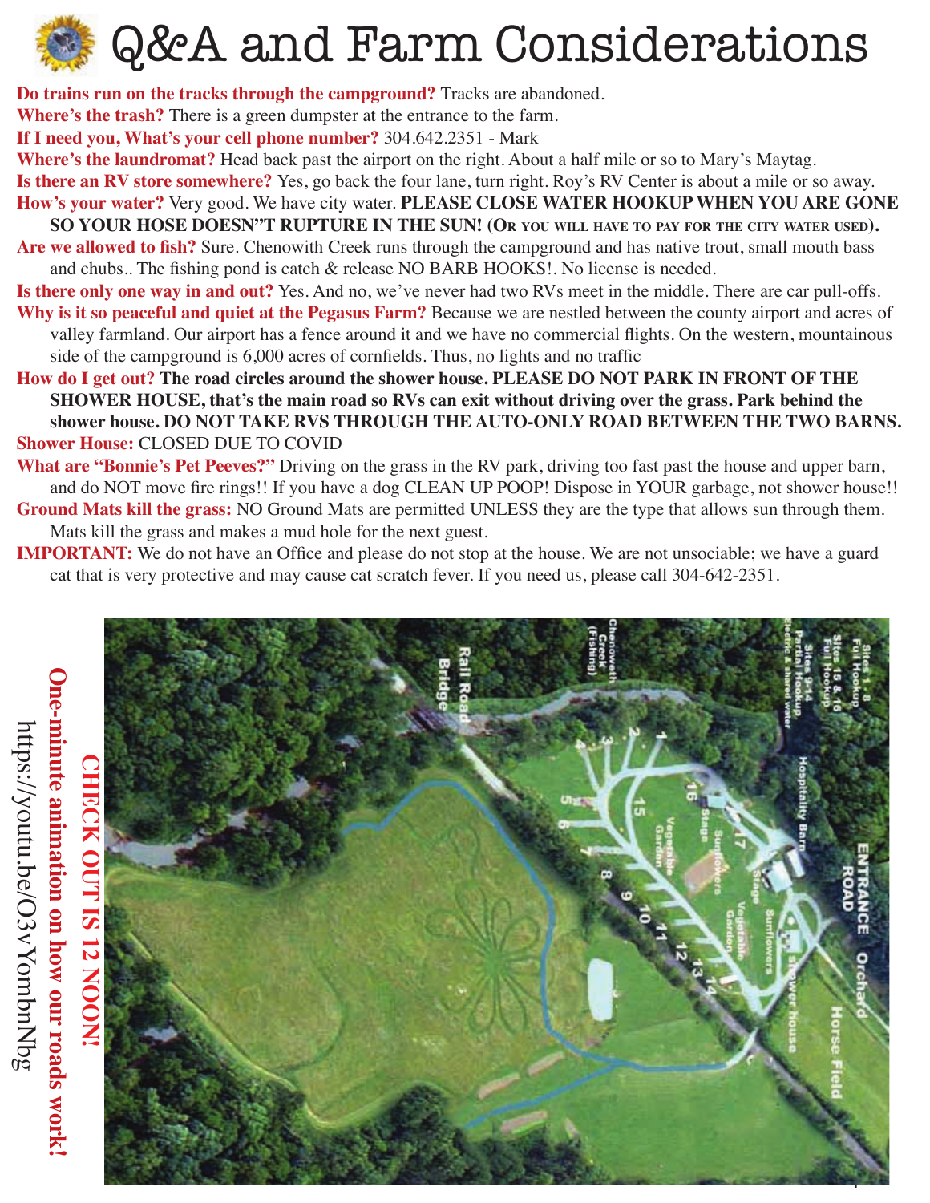# Q&A and Farm Considerations

**Do trains run on the tracks through the campground?** Tracks are abandoned.

**Where's the trash?** There is a green dumpster at the entrance to the farm.

**If I need you, What's your cell phone number?** 304.642.2351 - Mark

**Where's the laundromat?** Head back past the airport on the right. About a half mile or so to Mary's Maytag.

**Is there an RV store somewhere?** Yes, go back the four lane, turn right. Roy's RV Center is about a mile or so away.

**How's your water?** Very good. We have city water. **PLEASE CLOSE WATER HOOKUP WHEN YOU ARE GONE SO YOUR HOSE DOESN"T RUPTURE IN THE SUN! (OR YOU WILL HAVE TO PAY FOR THE CITY WATER USED).**

**Are we allowed to fish?** Sure. Chenowith Creek runs through the campground and has native trout, small mouth bass and chubs.. The fishing pond is catch & release NO BARB HOOKS!. No license is needed.

**Is there only one way in and out?** Yes. And no, we've never had two RVs meet in the middle. There are car pull-offs.

**Why is it so peaceful and quiet at the Pegasus Farm?** Because we are nestled between the county airport and acres of valley farmland. Our airport has a fence around it and we have no commercial flights. On the western, mountainous side of the campground is 6,000 acres of cornfields. Thus, no lights and no traffic

**How do I get out? The road circles around the shower house. PLEASE DO NOT PARK IN FRONT OF THE SHOWER HOUSE, that's the main road so RVs can exit without driving over the grass. Park behind the shower house. DO NOT TAKE RVS THROUGH THE AUTO-ONLY ROAD BETWEEN THE TWO BARNS.**

**Shower House:** CLOSED DUE TO COVID

**What are "Bonnie's Pet Peeves?"** Driving on the grass in the RV park, driving too fast past the house and upper barn, and do NOT move fire rings!! If you have a dog CLEAN UP POOP! Dispose in YOUR garbage, not shower house!!

**Ground Mats kill the grass:** NO Ground Mats are permitted UNLESS they are the type that allows sun through them. Mats kill the grass and makes a mud hole for the next guest.

**IMPORTANT:** We do not have an Office and please do not stop at the house. We are not unsociable; we have a guard cat that is very protective and may cause cat scratch fever. If you need us, please call 304-642-2351.

Sites 1 - 8 Full Hookup
Sites 15 & 16 Full Hookup
Sites 9-14 Partial Hookup
Electric & shared water
Chenoweth Creek (Fishing)
Rail Road Bridge
Hospitality Barn
ENTRANCE ROAD
Orchard
Horse Field
Shower House
Stage
Sunflowers
Vegetable Garden

**CHECK OUT IS 12 NOON!**

**One-minute animation on how our roads work!**

https://youtu.be/O3vYombnNbg